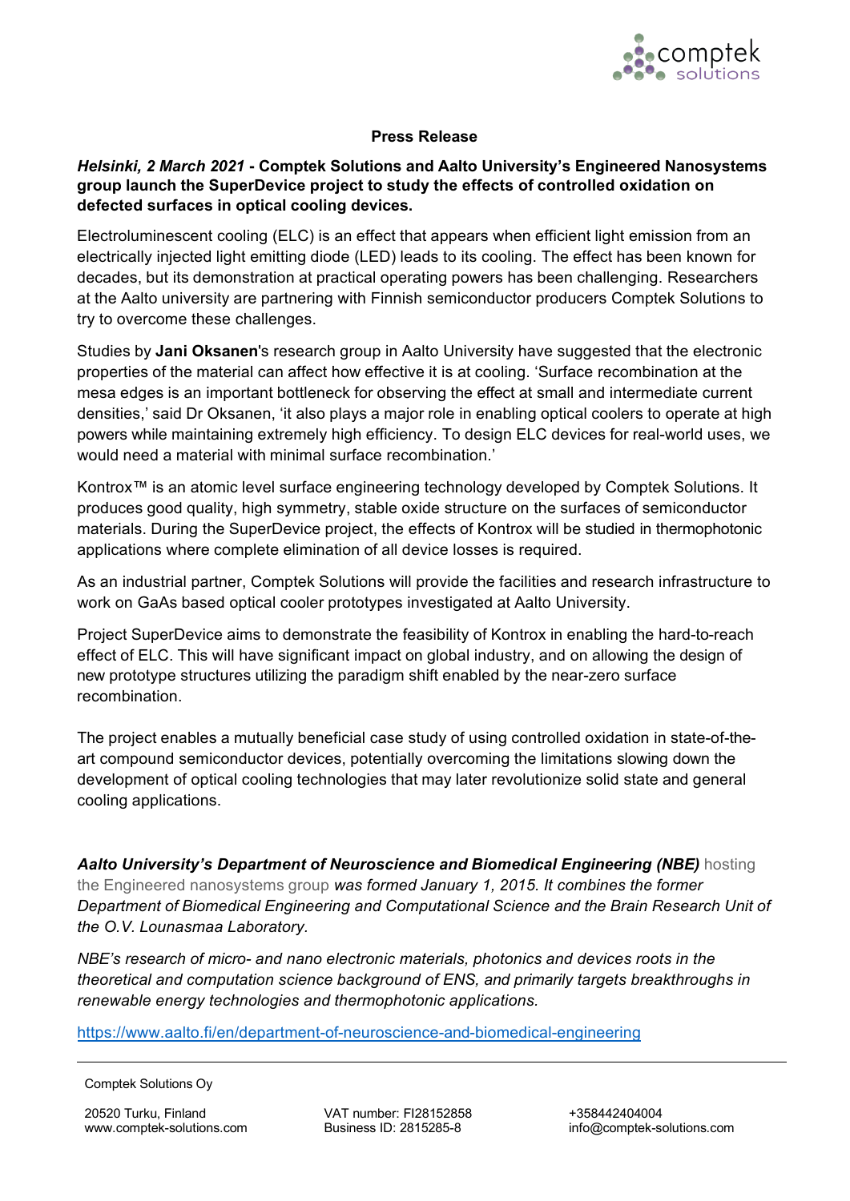**Press Release**

***Helsinki, 2 March 2021*** **- Comptek Solutions and Aalto University's Engineered Nanosystems group launch the SuperDevice project to study the effects of controlled oxidation on defected surfaces in optical cooling devices.**

Electroluminescent cooling (ELC) is an effect that appears when efficient light emission from an electrically injected light emitting diode (LED) leads to its cooling. The effect has been known for decades, but its demonstration at practical operating powers has been challenging. Researchers at the Aalto university are partnering with Finnish semiconductor producers Comptek Solutions to try to overcome these challenges.

Studies by **Jani Oksanen**'s research group in Aalto University have suggested that the electronic properties of the material can affect how effective it is at cooling. 'Surface recombination at the mesa edges is an important bottleneck for observing the effect at small and intermediate current densities,' said Dr Oksanen, 'it also plays a major role in enabling optical coolers to operate at high powers while maintaining extremely high efficiency. To design ELC devices for real-world uses, we would need a material with minimal surface recombination.'

Kontrox™ is an atomic level surface engineering technology developed by Comptek Solutions. It produces good quality, high symmetry, stable oxide structure on the surfaces of semiconductor materials. During the SuperDevice project, the effects of Kontrox will be studied in thermophotonic applications where complete elimination of all device losses is required.

As an industrial partner, Comptek Solutions will provide the facilities and research infrastructure to work on GaAs based optical cooler prototypes investigated at Aalto University.

Project SuperDevice aims to demonstrate the feasibility of Kontrox in enabling the hard-to-reach effect of ELC. This will have significant impact on global industry, and on allowing the design of new prototype structures utilizing the paradigm shift enabled by the near-zero surface recombination.

The project enables a mutually beneficial case study of using controlled oxidation in state-of-the-art compound semiconductor devices, potentially overcoming the limitations slowing down the development of optical cooling technologies that may later revolutionize solid state and general cooling applications.

***Aalto University's Department of Neuroscience and Biomedical Engineering (NBE)*** hosting the Engineered nanosystems group *was formed January 1, 2015. It combines the former Department of Biomedical Engineering and Computational Science and the Brain Research Unit of the O.V. Lounasmaa Laboratory.*

*NBE's research of micro- and nano electronic materials, photonics and devices roots in the theoretical and computation science background of ENS, and primarily targets breakthroughs in renewable energy technologies and thermophotonic applications.*

https://www.aalto.fi/en/department-of-neuroscience-and-biomedical-engineering

Comptek Solutions Oy

20520 Turku, Finland
www.comptek-solutions.com

VAT number: FI28152858
Business ID: 2815285-8

+358442404004
info@comptek-solutions.com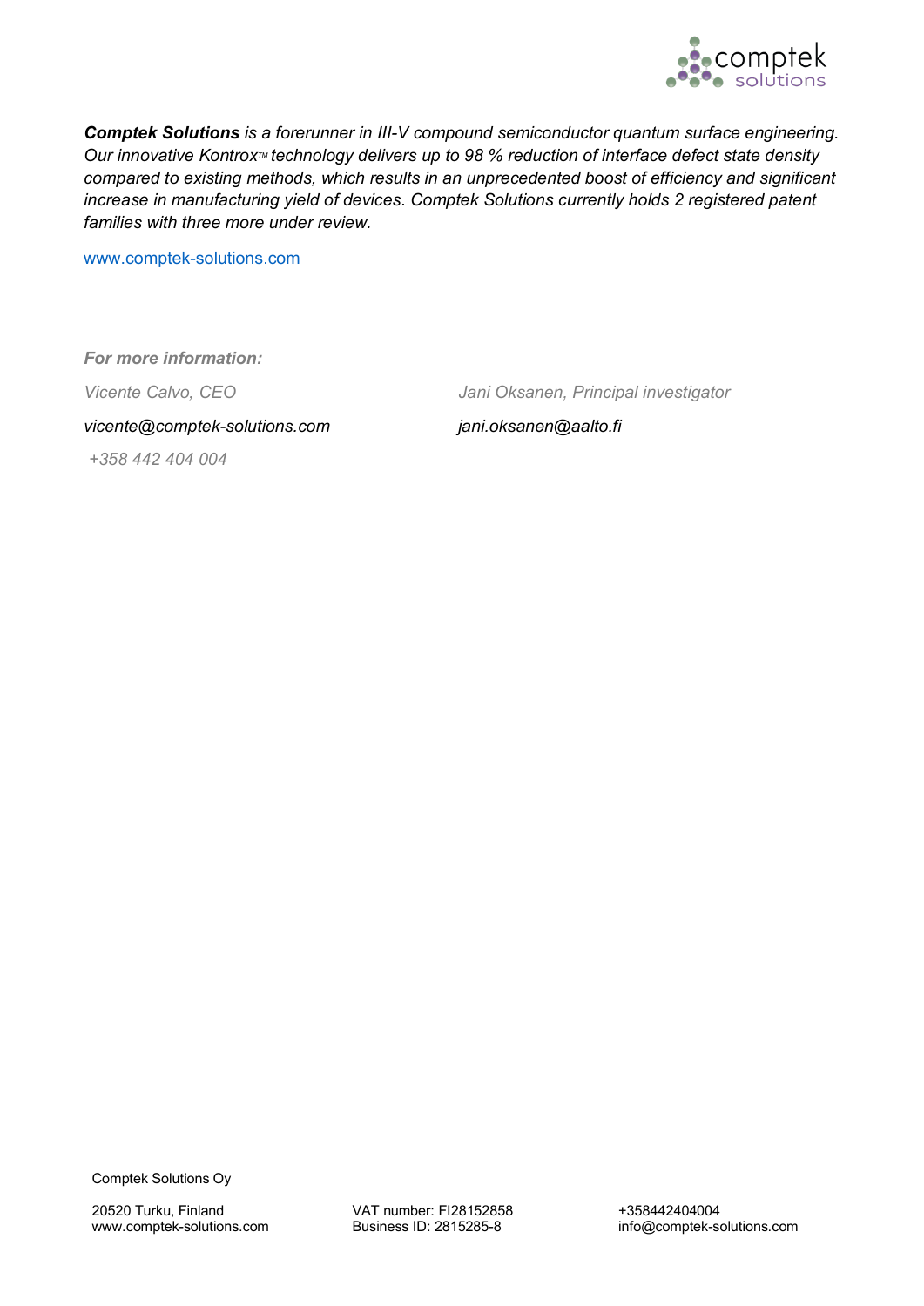***Comptek Solutions** is a forerunner in III-V compound semiconductor quantum surface engineering. Our innovative Kontrox™ technology delivers up to 98 % reduction of interface defect state density compared to existing methods, which results in an unprecedented boost of efficiency and significant increase in manufacturing yield of devices. Comptek Solutions currently holds 2 registered patent families with three more under review.*

www.comptek-solutions.com

***For more information:***

*Vicente Calvo, CEO*

*vicente@comptek-solutions.com*

*+358 442 404 004*

*Jani Oksanen, Principal investigator*

*jani.oksanen@aalto.fi*

Comptek Solutions Oy

20520 Turku, Finland
www.comptek-solutions.com

VAT number: FI28152858
Business ID: 2815285-8

+358442404004
info@comptek-solutions.com